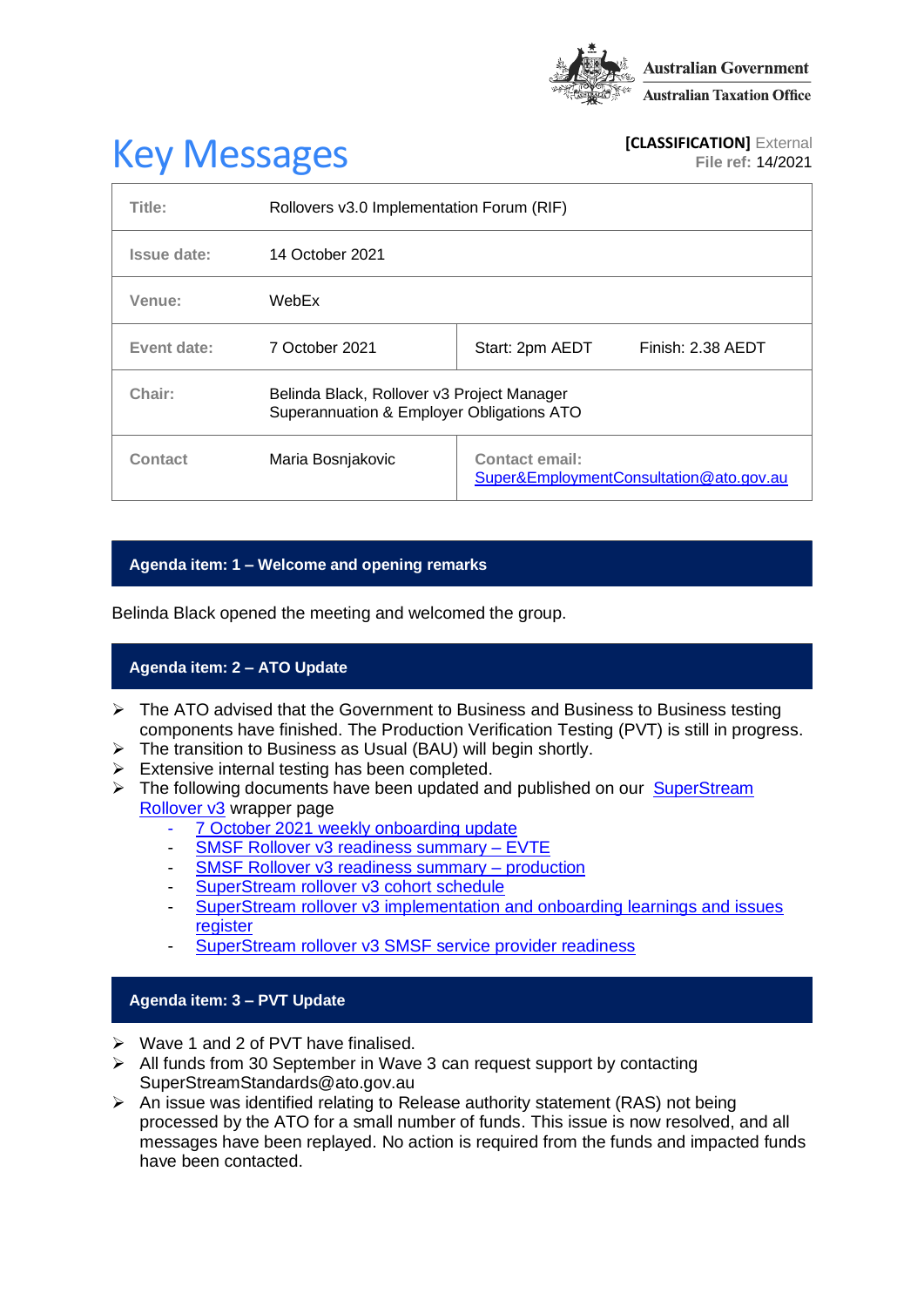Australian Government
Australian Taxation Office

# Key Messages

**[CLASSIFICATION]** External
**File ref:** 14/2021

| | | | |
|---|---|---|---|
| **Title:** | Rollovers v3.0 Implementation Forum (RIF) | | |
| **Issue date:** | 14 October 2021 | | |
| **Venue:** | WebEx | | |
| **Event date:** | 7 October 2021 | Start: 2pm AEDT | Finish: 2.38 AEDT |
| **Chair:** | Belinda Black, Rollover v3 Project Manager<br>Superannuation & Employer Obligations ATO | | |
| **Contact** | Maria Bosnjakovic | **Contact email:**<br>Super&EmploymentConsultation@ato.gov.au | |

## Agenda item: 1 – Welcome and opening remarks

Belinda Black opened the meeting and welcomed the group.

## Agenda item: 2 – ATO Update

- The ATO advised that the Government to Business and Business to Business testing components have finished. The Production Verification Testing (PVT) is still in progress.
- The transition to Business as Usual (BAU) will begin shortly.
- Extensive internal testing has been completed.
- The following documents have been updated and published on our SuperStream Rollover v3 wrapper page
  - 7 October 2021 weekly onboarding update
  - SMSF Rollover v3 readiness summary – EVTE
  - SMSF Rollover v3 readiness summary – production
  - SuperStream rollover v3 cohort schedule
  - SuperStream rollover v3 implementation and onboarding learnings and issues register
  - SuperStream rollover v3 SMSF service provider readiness

## Agenda item: 3 – PVT Update

- Wave 1 and 2 of PVT have finalised.
- All funds from 30 September in Wave 3 can request support by contacting SuperStreamStandards@ato.gov.au
- An issue was identified relating to Release authority statement (RAS) not being processed by the ATO for a small number of funds. This issue is now resolved, and all messages have been replayed. No action is required from the funds and impacted funds have been contacted.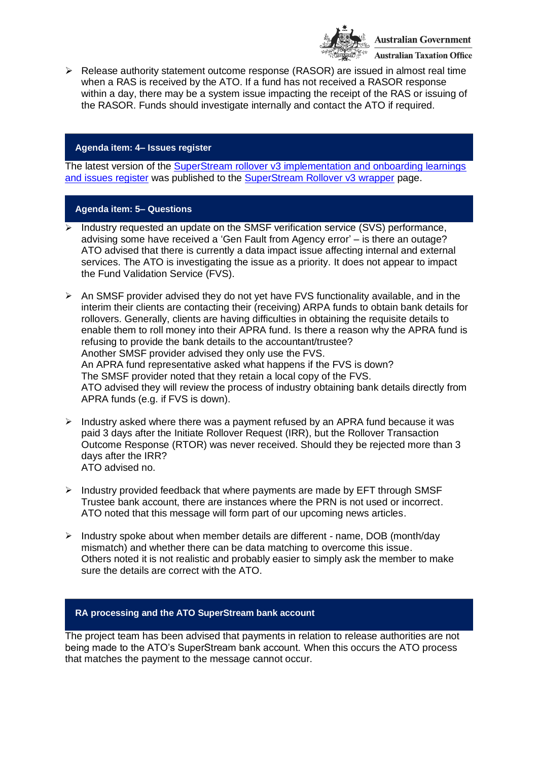- Release authority statement outcome response (RASOR) are issued in almost real time when a RAS is received by the ATO. If a fund has not received a RASOR response within a day, there may be a system issue impacting the receipt of the RAS or issuing of the RASOR. Funds should investigate internally and contact the ATO if required.

## Agenda item: 4– Issues register

The latest version of the SuperStream rollover v3 implementation and onboarding learnings and issues register was published to the SuperStream Rollover v3 wrapper page.

## Agenda item: 5– Questions

- Industry requested an update on the SMSF verification service (SVS) performance, advising some have received a 'Gen Fault from Agency error' – is there an outage?
  ATO advised that there is currently a data impact issue affecting internal and external services. The ATO is investigating the issue as a priority. It does not appear to impact the Fund Validation Service (FVS).

- An SMSF provider advised they do not yet have FVS functionality available, and in the interim their clients are contacting their (receiving) ARPA funds to obtain bank details for rollovers. Generally, clients are having difficulties in obtaining the requisite details to enable them to roll money into their APRA fund. Is there a reason why the APRA fund is refusing to provide the bank details to the accountant/trustee?
  Another SMSF provider advised they only use the FVS.
  An APRA fund representative asked what happens if the FVS is down?
  The SMSF provider noted that they retain a local copy of the FVS.
  ATO advised they will review the process of industry obtaining bank details directly from APRA funds (e.g. if FVS is down).

- Industry asked where there was a payment refused by an APRA fund because it was paid 3 days after the Initiate Rollover Request (IRR), but the Rollover Transaction Outcome Response (RTOR) was never received. Should they be rejected more than 3 days after the IRR?
  ATO advised no.

- Industry provided feedback that where payments are made by EFT through SMSF Trustee bank account, there are instances where the PRN is not used or incorrect.
  ATO noted that this message will form part of our upcoming news articles.

- Industry spoke about when member details are different - name, DOB (month/day mismatch) and whether there can be data matching to overcome this issue.
  Others noted it is not realistic and probably easier to simply ask the member to make sure the details are correct with the ATO.

## RA processing and the ATO SuperStream bank account

The project team has been advised that payments in relation to release authorities are not being made to the ATO's SuperStream bank account. When this occurs the ATO process that matches the payment to the message cannot occur.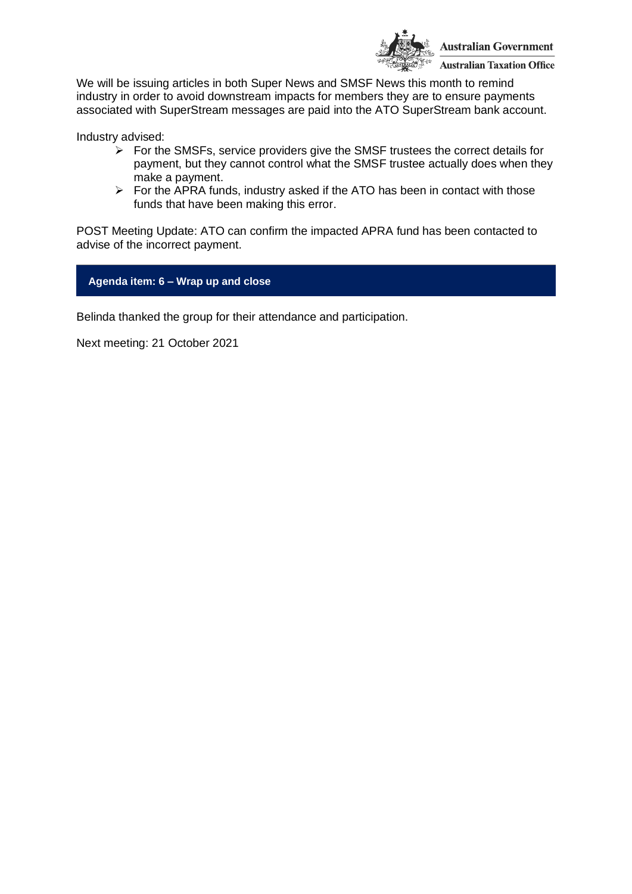We will be issuing articles in both Super News and SMSF News this month to remind industry in order to avoid downstream impacts for members they are to ensure payments associated with SuperStream messages are paid into the ATO SuperStream bank account.

Industry advised:

- For the SMSFs, service providers give the SMSF trustees the correct details for payment, but they cannot control what the SMSF trustee actually does when they make a payment.
- For the APRA funds, industry asked if the ATO has been in contact with those funds that have been making this error.

POST Meeting Update: ATO can confirm the impacted APRA fund has been contacted to advise of the incorrect payment.

## Agenda item: 6 – Wrap up and close

Belinda thanked the group for their attendance and participation.

Next meeting: 21 October 2021